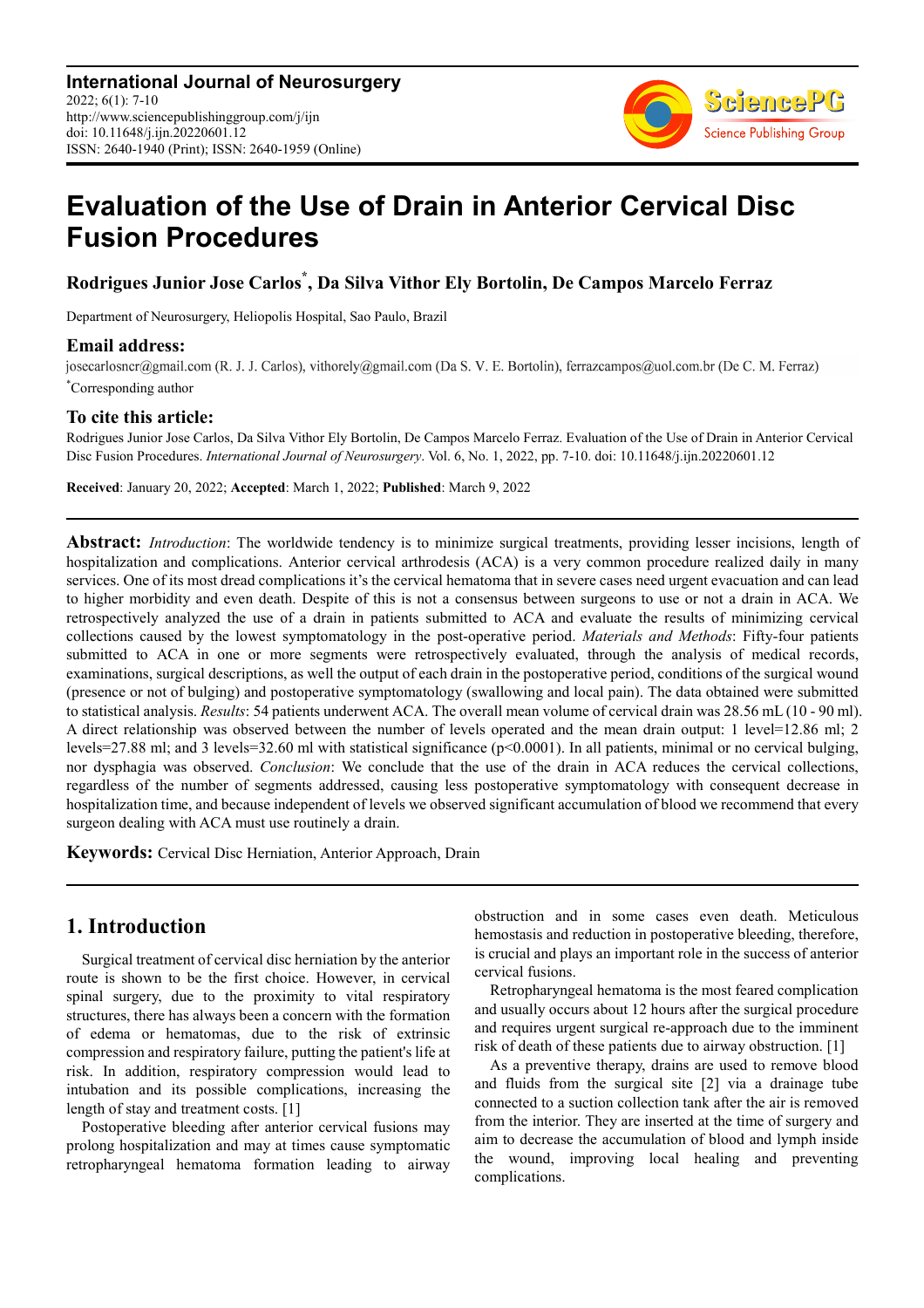**International Journal of Neurosurgery**
2022; 6(1): 7-10
http://www.sciencepublishinggroup.com/j/ijn
doi: 10.11648/j.ijn.20220601.12
ISSN: 2640-1940 (Print); ISSN: 2640-1959 (Online)

# Evaluation of the Use of Drain in Anterior Cervical Disc Fusion Procedures

**Rodrigues Junior Jose Carlos*, Da Silva Vithor Ely Bortolin, De Campos Marcelo Ferraz**

Department of Neurosurgery, Heliopolis Hospital, Sao Paulo, Brazil

### Email address:

josecarlosncr@gmail.com (R. J. J. Carlos), vithorely@gmail.com (Da S. V. E. Bortolin), ferrazcampos@uol.com.br (De C. M. Ferraz)
*Corresponding author

### To cite this article:

Rodrigues Junior Jose Carlos, Da Silva Vithor Ely Bortolin, De Campos Marcelo Ferraz. Evaluation of the Use of Drain in Anterior Cervical Disc Fusion Procedures. *International Journal of Neurosurgery*. Vol. 6, No. 1, 2022, pp. 7-10. doi: 10.11648/j.ijn.20220601.12

**Received**: January 20, 2022; **Accepted**: March 1, 2022; **Published**: March 9, 2022

---

**Abstract:** *Introduction*: The worldwide tendency is to minimize surgical treatments, providing lesser incisions, length of hospitalization and complications. Anterior cervical arthrodesis (ACA) is a very common procedure realized daily in many services. One of its most dread complications it's the cervical hematoma that in severe cases need urgent evacuation and can lead to higher morbidity and even death. Despite of this is not a consensus between surgeons to use or not a drain in ACA. We retrospectively analyzed the use of a drain in patients submitted to ACA and evaluate the results of minimizing cervical collections caused by the lowest symptomatology in the post-operative period. *Materials and Methods*: Fifty-four patients submitted to ACA in one or more segments were retrospectively evaluated, through the analysis of medical records, examinations, surgical descriptions, as well the output of each drain in the postoperative period, conditions of the surgical wound (presence or not of bulging) and postoperative symptomatology (swallowing and local pain). The data obtained were submitted to statistical analysis. *Results*: 54 patients underwent ACA. The overall mean volume of cervical drain was 28.56 mL (10 - 90 ml). A direct relationship was observed between the number of levels operated and the mean drain output: 1 level=12.86 ml; 2 levels=27.88 ml; and 3 levels=32.60 ml with statistical significance ($p<0.0001$). In all patients, minimal or no cervical bulging, nor dysphagia was observed. *Conclusion*: We conclude that the use of the drain in ACA reduces the cervical collections, regardless of the number of segments addressed, causing less postoperative symptomatology with consequent decrease in hospitalization time, and because independent of levels we observed significant accumulation of blood we recommend that every surgeon dealing with ACA must use routinely a drain.

**Keywords:** Cervical Disc Herniation, Anterior Approach, Drain

---

## 1. Introduction

Surgical treatment of cervical disc herniation by the anterior route is shown to be the first choice. However, in cervical spinal surgery, due to the proximity to vital respiratory structures, there has always been a concern with the formation of edema or hematomas, due to the risk of extrinsic compression and respiratory failure, putting the patient's life at risk. In addition, respiratory compression would lead to intubation and its possible complications, increasing the length of stay and treatment costs. [1]

Postoperative bleeding after anterior cervical fusions may prolong hospitalization and may at times cause symptomatic retropharyngeal hematoma formation leading to airway obstruction and in some cases even death. Meticulous hemostasis and reduction in postoperative bleeding, therefore, is crucial and plays an important role in the success of anterior cervical fusions.

Retropharyngeal hematoma is the most feared complication and usually occurs about 12 hours after the surgical procedure and requires urgent surgical re-approach due to the imminent risk of death of these patients due to airway obstruction. [1]

As a preventive therapy, drains are used to remove blood and fluids from the surgical site [2] via a drainage tube connected to a suction collection tank after the air is removed from the interior. They are inserted at the time of surgery and aim to decrease the accumulation of blood and lymph inside the wound, improving local healing and preventing complications.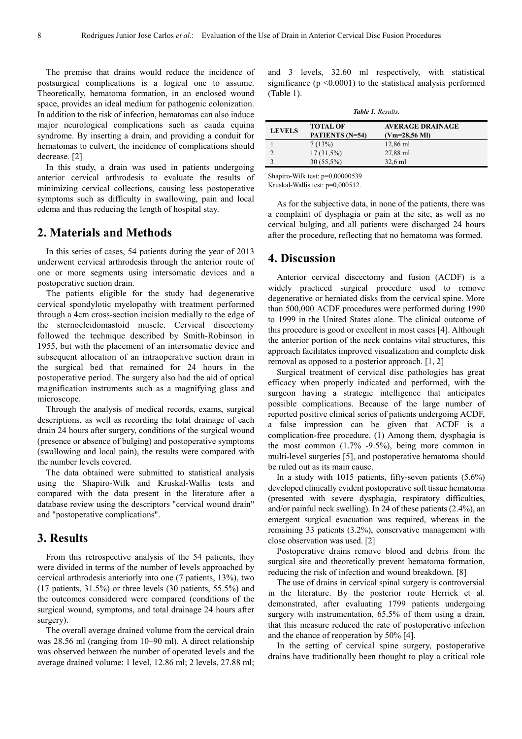The premise that drains would reduce the incidence of postsurgical complications is a logical one to assume. Theoretically, hematoma formation, in an enclosed wound space, provides an ideal medium for pathogenic colonization. In addition to the risk of infection, hematomas can also induce major neurological complications such as cauda equina syndrome. By inserting a drain, and providing a conduit for hematomas to culvert, the incidence of complications should decrease. [2]

In this study, a drain was used in patients undergoing anterior cervical arthrodesis to evaluate the results of minimizing cervical collections, causing less postoperative symptoms such as difficulty in swallowing, pain and local edema and thus reducing the length of hospital stay.

## 2. Materials and Methods

In this series of cases, 54 patients during the year of 2013 underwent cervical arthrodesis through the anterior route of one or more segments using intersomatic devices and a postoperative suction drain.

The patients eligible for the study had degenerative cervical spondylotic myelopathy with treatment performed through a 4cm cross-section incision medially to the edge of the sternocleidomastoid muscle. Cervical discectomy followed the technique described by Smith-Robinson in 1955, but with the placement of an intersomatic device and subsequent allocation of an intraoperative suction drain in the surgical bed that remained for 24 hours in the postoperative period. The surgery also had the aid of optical magnification instruments such as a magnifying glass and microscope.

Through the analysis of medical records, exams, surgical descriptions, as well as recording the total drainage of each drain 24 hours after surgery, conditions of the surgical wound (presence or absence of bulging) and postoperative symptoms (swallowing and local pain), the results were compared with the number levels covered.

The data obtained were submitted to statistical analysis using the Shapiro-Wilk and Kruskal-Wallis tests and compared with the data present in the literature after a database review using the descriptors "cervical wound drain" and "postoperative complications".

## 3. Results

From this retrospective analysis of the 54 patients, they were divided in terms of the number of levels approached by cervical arthrodesis anteriorly into one (7 patients, 13%), two (17 patients, 31.5%) or three levels (30 patients, 55.5%) and the outcomes considered were compared (conditions of the surgical wound, symptoms, and total drainage 24 hours after surgery).

The overall average drained volume from the cervical drain was 28.56 ml (ranging from 10–90 ml). A direct relationship was observed between the number of operated levels and the average drained volume: 1 level, 12.86 ml; 2 levels, 27.88 ml; and 3 levels, 32.60 ml respectively, with statistical significance ($p < 0.0001$) to the statistical analysis performed (Table 1).

***Table 1.** Results.*

| LEVELS | TOTAL OF PATIENTS (N=54) | AVERAGE DRAINAGE (Vm=28,56 Ml) |
|---|---|---|
| 1 | 7 (13%) | 12,86 ml |
| 2 | 17 (31,5%) | 27,88 ml |
| 3 | 30 (55,5%) | 32,6 ml |

Shapiro-Wilk test: p=0,00000539
Kruskal-Wallis test: p=0,000512.

As for the subjective data, in none of the patients, there was a complaint of dysphagia or pain at the site, as well as no cervical bulging, and all patients were discharged 24 hours after the procedure, reflecting that no hematoma was formed.

## 4. Discussion

Anterior cervical discectomy and fusion (ACDF) is a widely practiced surgical procedure used to remove degenerative or herniated disks from the cervical spine. More than 500,000 ACDF procedures were performed during 1990 to 1999 in the United States alone. The clinical outcome of this procedure is good or excellent in most cases [4]. Although the anterior portion of the neck contains vital structures, this approach facilitates improved visualization and complete disk removal as opposed to a posterior approach. [1, 2]

Surgical treatment of cervical disc pathologies has great efficacy when properly indicated and performed, with the surgeon having a strategic intelligence that anticipates possible complications. Because of the large number of reported positive clinical series of patients undergoing ACDF, a false impression can be given that ACDF is a complication-free procedure. (1) Among them, dysphagia is the most common (1.7% -9.5%), being more common in multi-level surgeries [5], and postoperative hematoma should be ruled out as its main cause.

In a study with 1015 patients, fifty-seven patients (5.6%) developed clinically evident postoperative soft tissue hematoma (presented with severe dysphagia, respiratory difficulties, and/or painful neck swelling). In 24 of these patients (2.4%), an emergent surgical evacuation was required, whereas in the remaining 33 patients (3.2%), conservative management with close observation was used. [2]

Postoperative drains remove blood and debris from the surgical site and theoretically prevent hematoma formation, reducing the risk of infection and wound breakdown. [8]

The use of drains in cervical spinal surgery is controversial in the literature. By the posterior route Herrick et al. demonstrated, after evaluating 1799 patients undergoing surgery with instrumentation, 65.5% of them using a drain, that this measure reduced the rate of postoperative infection and the chance of reoperation by 50% [4].

In the setting of cervical spine surgery, postoperative drains have traditionally been thought to play a critical role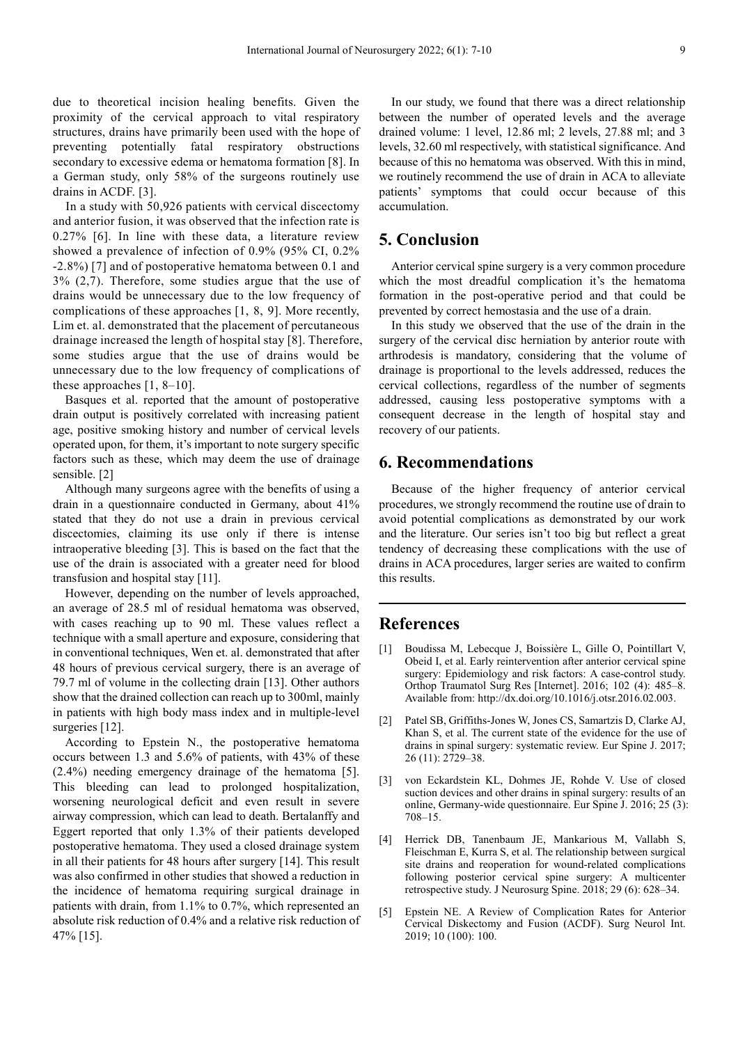due to theoretical incision healing benefits. Given the proximity of the cervical approach to vital respiratory structures, drains have primarily been used with the hope of preventing potentially fatal respiratory obstructions secondary to excessive edema or hematoma formation [8]. In a German study, only 58% of the surgeons routinely use drains in ACDF. [3].

In a study with 50,926 patients with cervical discectomy and anterior fusion, it was observed that the infection rate is 0.27% [6]. In line with these data, a literature review showed a prevalence of infection of 0.9% (95% CI, 0.2% -2.8%) [7] and of postoperative hematoma between 0.1 and 3% (2,7). Therefore, some studies argue that the use of drains would be unnecessary due to the low frequency of complications of these approaches [1, 8, 9]. More recently, Lim et. al. demonstrated that the placement of percutaneous drainage increased the length of hospital stay [8]. Therefore, some studies argue that the use of drains would be unnecessary due to the low frequency of complications of these approaches [1, 8–10].

Basques et al. reported that the amount of postoperative drain output is positively correlated with increasing patient age, positive smoking history and number of cervical levels operated upon, for them, it's important to note surgery specific factors such as these, which may deem the use of drainage sensible. [2]

Although many surgeons agree with the benefits of using a drain in a questionnaire conducted in Germany, about 41% stated that they do not use a drain in previous cervical discectomies, claiming its use only if there is intense intraoperative bleeding [3]. This is based on the fact that the use of the drain is associated with a greater need for blood transfusion and hospital stay [11].

However, depending on the number of levels approached, an average of 28.5 ml of residual hematoma was observed, with cases reaching up to 90 ml. These values reflect a technique with a small aperture and exposure, considering that in conventional techniques, Wen et. al. demonstrated that after 48 hours of previous cervical surgery, there is an average of 79.7 ml of volume in the collecting drain [13]. Other authors show that the drained collection can reach up to 300ml, mainly in patients with high body mass index and in multiple-level surgeries [12].

According to Epstein N., the postoperative hematoma occurs between 1.3 and 5.6% of patients, with 43% of these (2.4%) needing emergency drainage of the hematoma [5]. This bleeding can lead to prolonged hospitalization, worsening neurological deficit and even result in severe airway compression, which can lead to death. Bertalanffy and Eggert reported that only 1.3% of their patients developed postoperative hematoma. They used a closed drainage system in all their patients for 48 hours after surgery [14]. This result was also confirmed in other studies that showed a reduction in the incidence of hematoma requiring surgical drainage in patients with drain, from 1.1% to 0.7%, which represented an absolute risk reduction of 0.4% and a relative risk reduction of 47% [15].

In our study, we found that there was a direct relationship between the number of operated levels and the average drained volume: 1 level, 12.86 ml; 2 levels, 27.88 ml; and 3 levels, 32.60 ml respectively, with statistical significance. And because of this no hematoma was observed. With this in mind, we routinely recommend the use of drain in ACA to alleviate patients' symptoms that could occur because of this accumulation.

## 5. Conclusion

Anterior cervical spine surgery is a very common procedure which the most dreadful complication it's the hematoma formation in the post-operative period and that could be prevented by correct hemostasia and the use of a drain.

In this study we observed that the use of the drain in the surgery of the cervical disc herniation by anterior route with arthrodesis is mandatory, considering that the volume of drainage is proportional to the levels addressed, reduces the cervical collections, regardless of the number of segments addressed, causing less postoperative symptoms with a consequent decrease in the length of hospital stay and recovery of our patients.

## 6. Recommendations

Because of the higher frequency of anterior cervical procedures, we strongly recommend the routine use of drain to avoid potential complications as demonstrated by our work and the literature. Our series isn't too big but reflect a great tendency of decreasing these complications with the use of drains in ACA procedures, larger series are waited to confirm this results.

## References

[1] Boudissa M, Lebecque J, Boissière L, Gille O, Pointillart V, Obeid I, et al. Early reintervention after anterior cervical spine surgery: Epidemiology and risk factors: A case-control study. Orthop Traumatol Surg Res [Internet]. 2016; 102 (4): 485–8. Available from: http://dx.doi.org/10.1016/j.otsr.2016.02.003.

[2] Patel SB, Griffiths-Jones W, Jones CS, Samartzis D, Clarke AJ, Khan S, et al. The current state of the evidence for the use of drains in spinal surgery: systematic review. Eur Spine J. 2017; 26 (11): 2729–38.

[3] von Eckardstein KL, Dohmes JE, Rohde V. Use of closed suction devices and other drains in spinal surgery: results of an online, Germany-wide questionnaire. Eur Spine J. 2016; 25 (3): 708–15.

[4] Herrick DB, Tanenbaum JE, Mankarious M, Vallabh S, Fleischman E, Kurra S, et al. The relationship between surgical site drains and reoperation for wound-related complications following posterior cervical spine surgery: A multicenter retrospective study. J Neurosurg Spine. 2018; 29 (6): 628–34.

[5] Epstein NE. A Review of Complication Rates for Anterior Cervical Diskectomy and Fusion (ACDF). Surg Neurol Int. 2019; 10 (100): 100.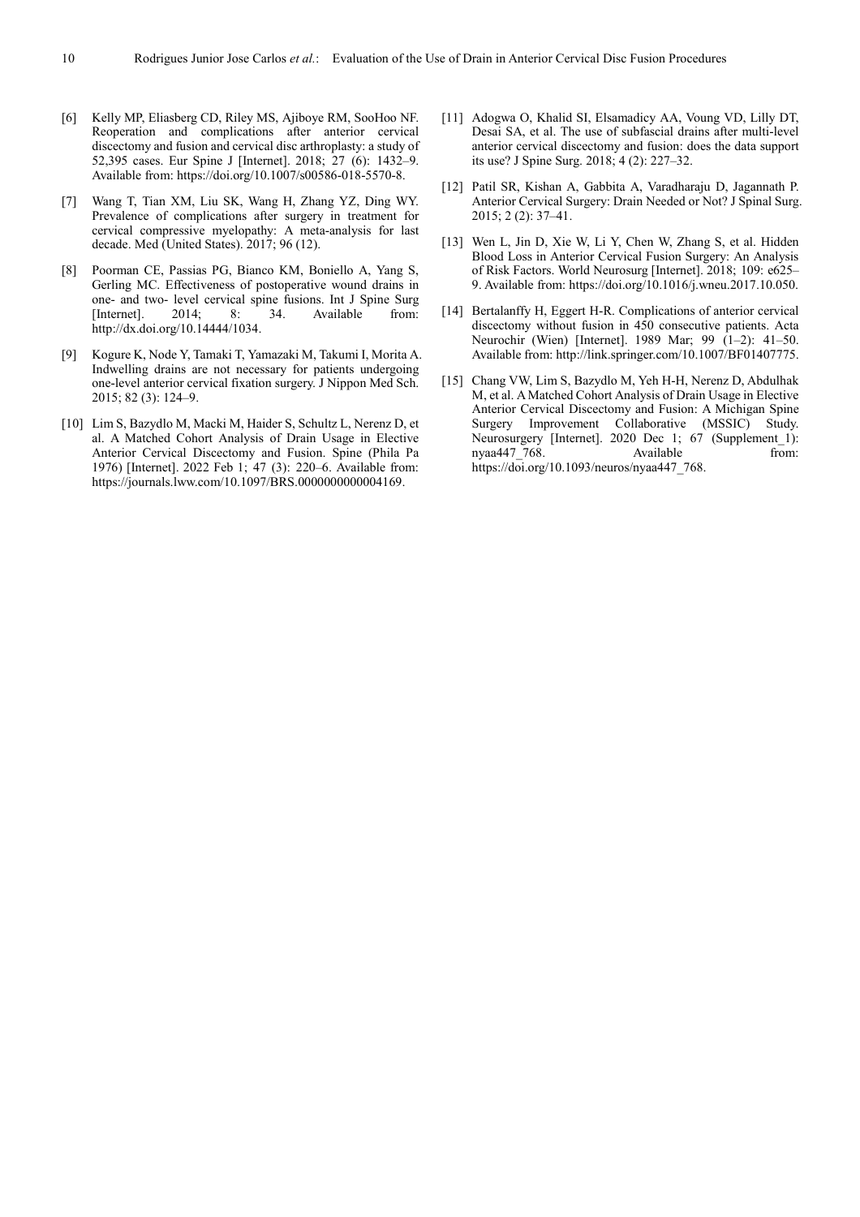[6] Kelly MP, Eliasberg CD, Riley MS, Ajiboye RM, SooHoo NF. Reoperation and complications after anterior cervical discectomy and fusion and cervical disc arthroplasty: a study of 52,395 cases. Eur Spine J [Internet]. 2018; 27 (6): 1432–9. Available from: https://doi.org/10.1007/s00586-018-5570-8.

[7] Wang T, Tian XM, Liu SK, Wang H, Zhang YZ, Ding WY. Prevalence of complications after surgery in treatment for cervical compressive myelopathy: A meta-analysis for last decade. Med (United States). 2017; 96 (12).

[8] Poorman CE, Passias PG, Bianco KM, Boniello A, Yang S, Gerling MC. Effectiveness of postoperative wound drains in one- and two- level cervical spine fusions. Int J Spine Surg [Internet]. 2014; 8: 34. Available from: http://dx.doi.org/10.14444/1034.

[9] Kogure K, Node Y, Tamaki T, Yamazaki M, Takumi I, Morita A. Indwelling drains are not necessary for patients undergoing one-level anterior cervical fixation surgery. J Nippon Med Sch. 2015; 82 (3): 124–9.

[10] Lim S, Bazydlo M, Macki M, Haider S, Schultz L, Nerenz D, et al. A Matched Cohort Analysis of Drain Usage in Elective Anterior Cervical Discectomy and Fusion. Spine (Phila Pa 1976) [Internet]. 2022 Feb 1; 47 (3): 220–6. Available from: https://journals.lww.com/10.1097/BRS.0000000000004169.

[11] Adogwa O, Khalid SI, Elsamadicy AA, Voung VD, Lilly DT, Desai SA, et al. The use of subfascial drains after multi-level anterior cervical discectomy and fusion: does the data support its use? J Spine Surg. 2018; 4 (2): 227–32.

[12] Patil SR, Kishan A, Gabbita A, Varadharaju D, Jagannath P. Anterior Cervical Surgery: Drain Needed or Not? J Spinal Surg. 2015; 2 (2): 37–41.

[13] Wen L, Jin D, Xie W, Li Y, Chen W, Zhang S, et al. Hidden Blood Loss in Anterior Cervical Fusion Surgery: An Analysis of Risk Factors. World Neurosurg [Internet]. 2018; 109: e625–9. Available from: https://doi.org/10.1016/j.wneu.2017.10.050.

[14] Bertalanffy H, Eggert H-R. Complications of anterior cervical discectomy without fusion in 450 consecutive patients. Acta Neurochir (Wien) [Internet]. 1989 Mar; 99 (1–2): 41–50. Available from: http://link.springer.com/10.1007/BF01407775.

[15] Chang VW, Lim S, Bazydlo M, Yeh H-H, Nerenz D, Abdulhak M, et al. A Matched Cohort Analysis of Drain Usage in Elective Anterior Cervical Discectomy and Fusion: A Michigan Spine Surgery Improvement Collaborative (MSSIC) Study. Neurosurgery [Internet]. 2020 Dec 1; 67 (Supplement_1): nyaa447_768. Available from: https://doi.org/10.1093/neuros/nyaa447_768.